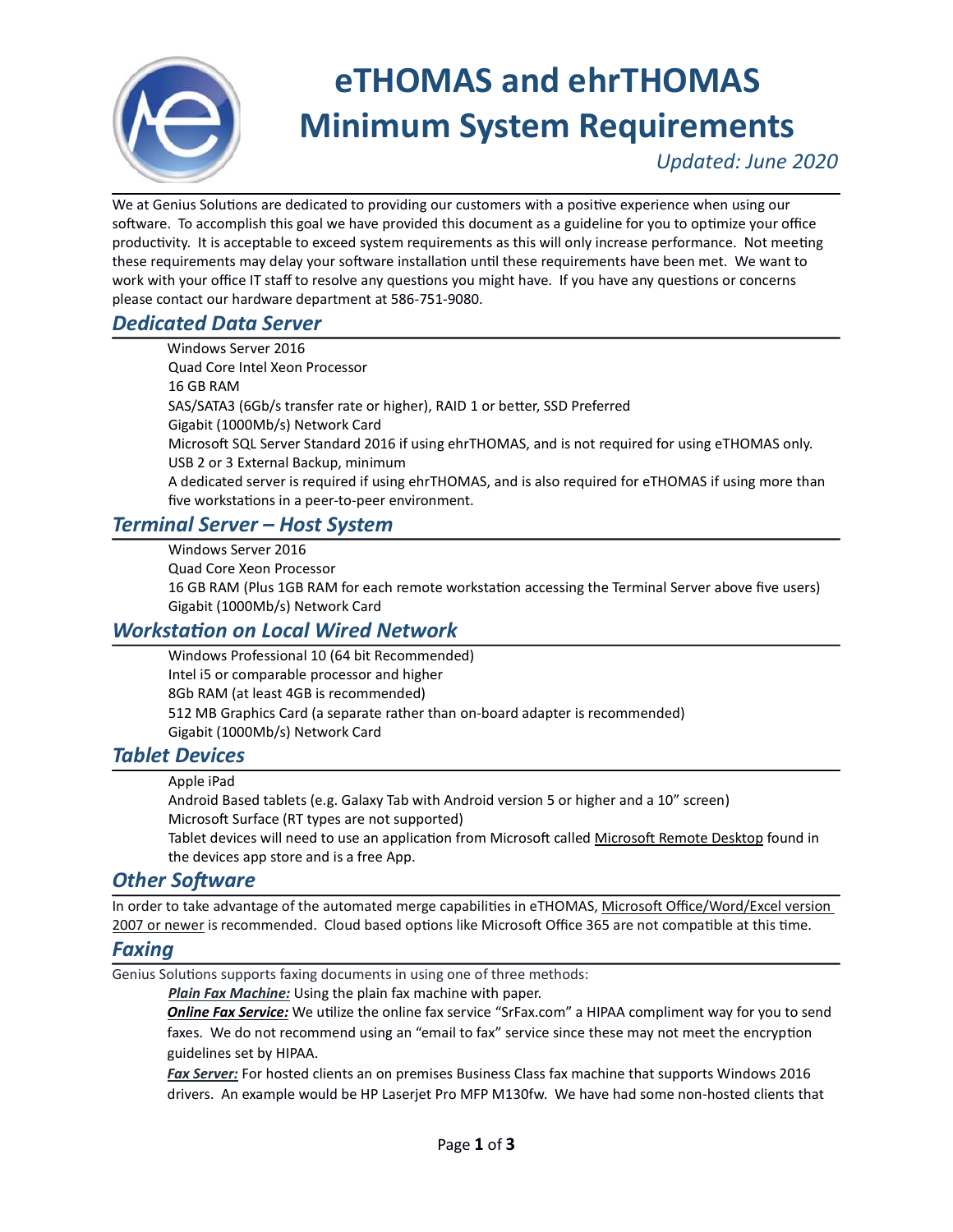# eTHOMAS and ehrTHOMAS Minimum System Requirements

*Updated: June 2020*

We at Genius Solutions are dedicated to providing our customers with a positive experience when using our software. To accomplish this goal we have provided this document as a guideline for you to optimize your office productivity. It is acceptable to exceed system requirements as this will only increase performance. Not meeting these requirements may delay your software installation until these requirements have been met. We want to work with your office IT staff to resolve any questions you might have. If you have any questions or concerns please contact our hardware department at 586-751-9080.

## *Dedicated Data Server*

Windows Server 2016
Quad Core Intel Xeon Processor
16 GB RAM
SAS/SATA3 (6Gb/s transfer rate or higher), RAID 1 or better, SSD Preferred
Gigabit (1000Mb/s) Network Card
Microsoft SQL Server Standard 2016 if using ehrTHOMAS, and is not required for using eTHOMAS only.
USB 2 or 3 External Backup, minimum
A dedicated server is required if using ehrTHOMAS, and is also required for eTHOMAS if using more than five workstations in a peer-to-peer environment.

## *Terminal Server – Host System*

Windows Server 2016
Quad Core Xeon Processor
16 GB RAM (Plus 1GB RAM for each remote workstation accessing the Terminal Server above five users)
Gigabit (1000Mb/s) Network Card

## *Workstation on Local Wired Network*

Windows Professional 10 (64 bit Recommended)
Intel i5 or comparable processor and higher
8Gb RAM (at least 4GB is recommended)
512 MB Graphics Card (a separate rather than on-board adapter is recommended)
Gigabit (1000Mb/s) Network Card

## *Tablet Devices*

Apple iPad
Android Based tablets (e.g. Galaxy Tab with Android version 5 or higher and a 10" screen)
Microsoft Surface (RT types are not supported)
Tablet devices will need to use an application from Microsoft called Microsoft Remote Desktop found in the devices app store and is a free App.

## *Other Software*

In order to take advantage of the automated merge capabilities in eTHOMAS, Microsoft Office/Word/Excel version 2007 or newer is recommended. Cloud based options like Microsoft Office 365 are not compatible at this time.

## *Faxing*

Genius Solutions supports faxing documents in using one of three methods:

***Plain Fax Machine:*** Using the plain fax machine with paper.

***Online Fax Service:*** We utilize the online fax service "SrFax.com" a HIPAA compliment way for you to send faxes. We do not recommend using an "email to fax" service since these may not meet the encryption guidelines set by HIPAA.

***Fax Server:*** For hosted clients an on premises Business Class fax machine that supports Windows 2016 drivers. An example would be HP Laserjet Pro MFP M130fw. We have had some non-hosted clients that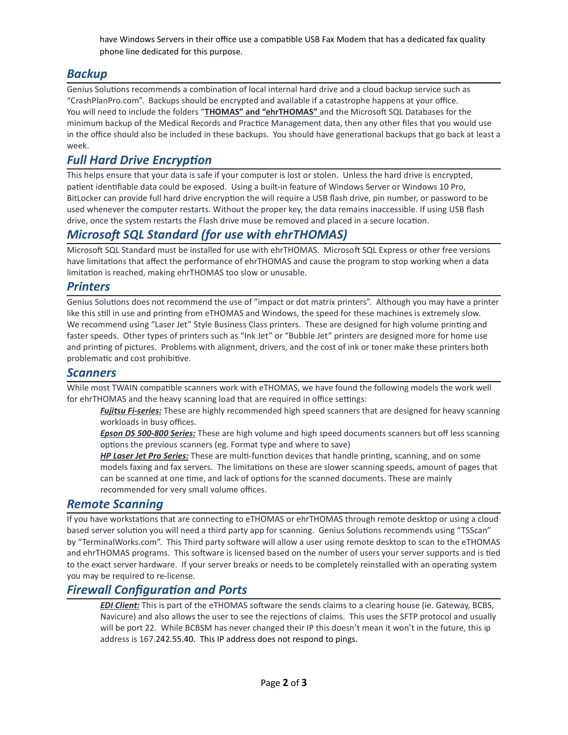have Windows Servers in their office use a compatible USB Fax Modem that has a dedicated fax quality phone line dedicated for this purpose.

## *Backup*

Genius Solutions recommends a combination of local internal hard drive and a cloud backup service such as "CrashPlanPro.com". Backups should be encrypted and available if a catastrophe happens at your office. You will need to include the folders "**<u>THOMAS" and "ehrTHOMAS"</u>** and the Microsoft SQL Databases for the minimum backup of the Medical Records and Practice Management data, then any other files that you would use in the office should also be included in these backups. You should have generational backups that go back at least a week.

## *Full Hard Drive Encryption*

This helps ensure that your data is safe if your computer is lost or stolen. Unless the hard drive is encrypted, patient identifiable data could be exposed. Using a built-in feature of Windows Server or Windows 10 Pro, BitLocker can provide full hard drive encryption the will require a USB flash drive, pin number, or password to be used whenever the computer restarts. Without the proper key, the data remains inaccessible. If using USB flash drive, once the system restarts the Flash drive muse be removed and placed in a secure location.

## *Microsoft SQL Standard (for use with ehrTHOMAS)*

Microsoft SQL Standard must be installed for use with ehrTHOMAS. Microsoft SQL Express or other free versions have limitations that affect the performance of ehrTHOMAS and cause the program to stop working when a data limitation is reached, making ehrTHOMAS too slow or unusable.

## *Printers*

Genius Solutions does not recommend the use of "impact or dot matrix printers". Although you may have a printer like this still in use and printing from eTHOMAS and Windows, the speed for these machines is extremely slow. We recommend using "Laser Jet" Style Business Class printers. These are designed for high volume printing and faster speeds. Other types of printers such as "Ink Jet" or "Bubble Jet" printers are designed more for home use and printing of pictures. Problems with alignment, drivers, and the cost of ink or toner make these printers both problematic and cost prohibitive.

## *Scanners*

While most TWAIN compatible scanners work with eTHOMAS, we have found the following models the work well for ehrTHOMAS and the heavy scanning load that are required in office settings:

> ***<u>Fujitsu Fi-series:</u>*** These are highly recommended high speed scanners that are designed for heavy scanning workloads in busy offices.
>
> ***<u>Epson DS 500-800 Series:</u>*** These are high volume and high speed documents scanners but off less scanning options the previous scanners (eg. Format type and where to save)
>
> ***<u>HP Laser Jet Pro Series:</u>*** These are multi-function devices that handle printing, scanning, and on some models faxing and fax servers. The limitations on these are slower scanning speeds, amount of pages that can be scanned at one time, and lack of options for the scanned documents. These are mainly recommended for very small volume offices.

## *Remote Scanning*

If you have workstations that are connecting to eTHOMAS or ehrTHOMAS through remote desktop or using a cloud based server solution you will need a third party app for scanning. Genius Solutions recommends using "TSScan" by "TerminalWorks.com". This Third party software will allow a user using remote desktop to scan to the eTHOMAS and ehrTHOMAS programs. This software is licensed based on the number of users your server supports and is tied to the exact server hardware. If your server breaks or needs to be completely reinstalled with an operating system you may be required to re-license.

## *Firewall Configuration and Ports*

> ***<u>EDI Client:</u>*** This is part of the eTHOMAS software the sends claims to a clearing house (ie. Gateway, BCBS, Navicure) and also allows the user to see the rejections of claims. This uses the SFTP protocol and usually will be port 22. While BCBSM has never changed their IP this doesn't mean it won't in the future, this ip address is 167.242.55.40. This IP address does not respond to pings.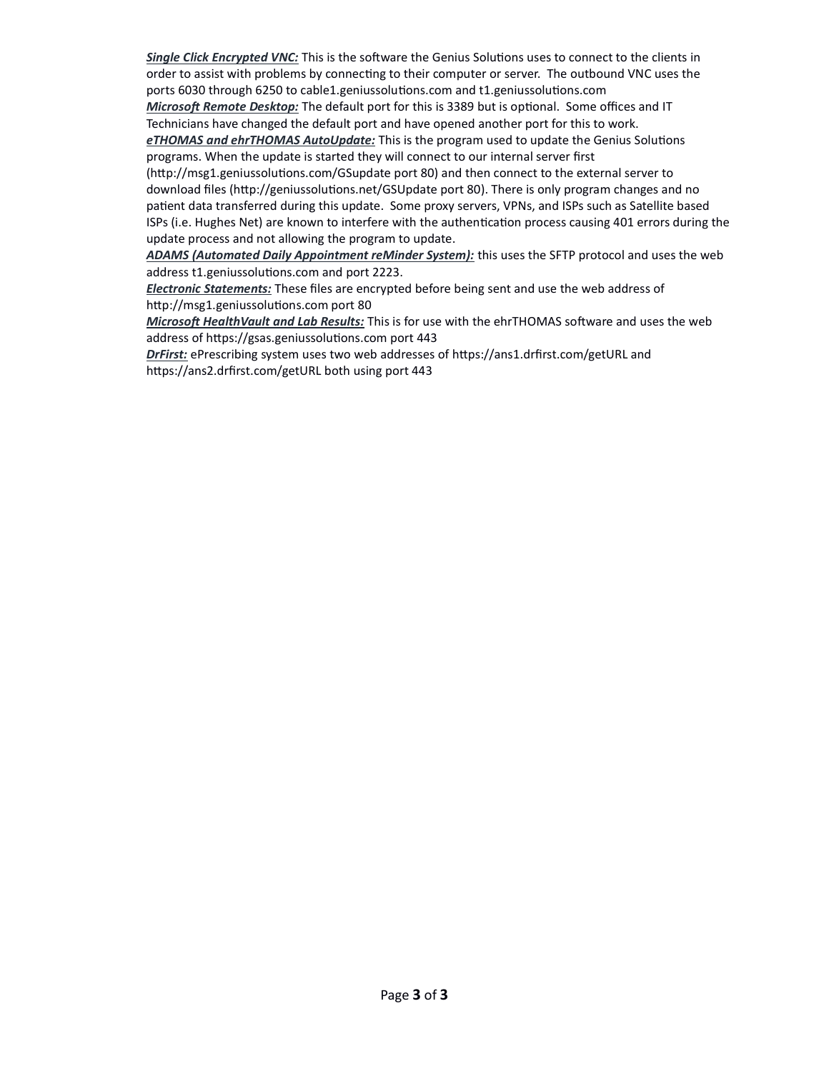***Single Click Encrypted VNC:*** This is the software the Genius Solutions uses to connect to the clients in order to assist with problems by connecting to their computer or server. The outbound VNC uses the ports 6030 through 6250 to cable1.geniussolutions.com and t1.geniussolutions.com

***Microsoft Remote Desktop:*** The default port for this is 3389 but is optional. Some offices and IT Technicians have changed the default port and have opened another port for this to work.

***eTHOMAS and ehrTHOMAS AutoUpdate:*** This is the program used to update the Genius Solutions programs. When the update is started they will connect to our internal server first (http://msg1.geniussolutions.com/GSupdate port 80) and then connect to the external server to download files (http://geniussolutions.net/GSUpdate port 80). There is only program changes and no patient data transferred during this update. Some proxy servers, VPNs, and ISPs such as Satellite based ISPs (i.e. Hughes Net) are known to interfere with the authentication process causing 401 errors during the update process and not allowing the program to update.

***ADAMS (Automated Daily Appointment reMinder System):*** this uses the SFTP protocol and uses the web address t1.geniussolutions.com and port 2223.

***Electronic Statements:*** These files are encrypted before being sent and use the web address of http://msg1.geniussolutions.com port 80

***Microsoft HealthVault and Lab Results:*** This is for use with the ehrTHOMAS software and uses the web address of https://gsas.geniussolutions.com port 443

***DrFirst:*** ePrescribing system uses two web addresses of https://ans1.drfirst.com/getURL and https://ans2.drfirst.com/getURL both using port 443